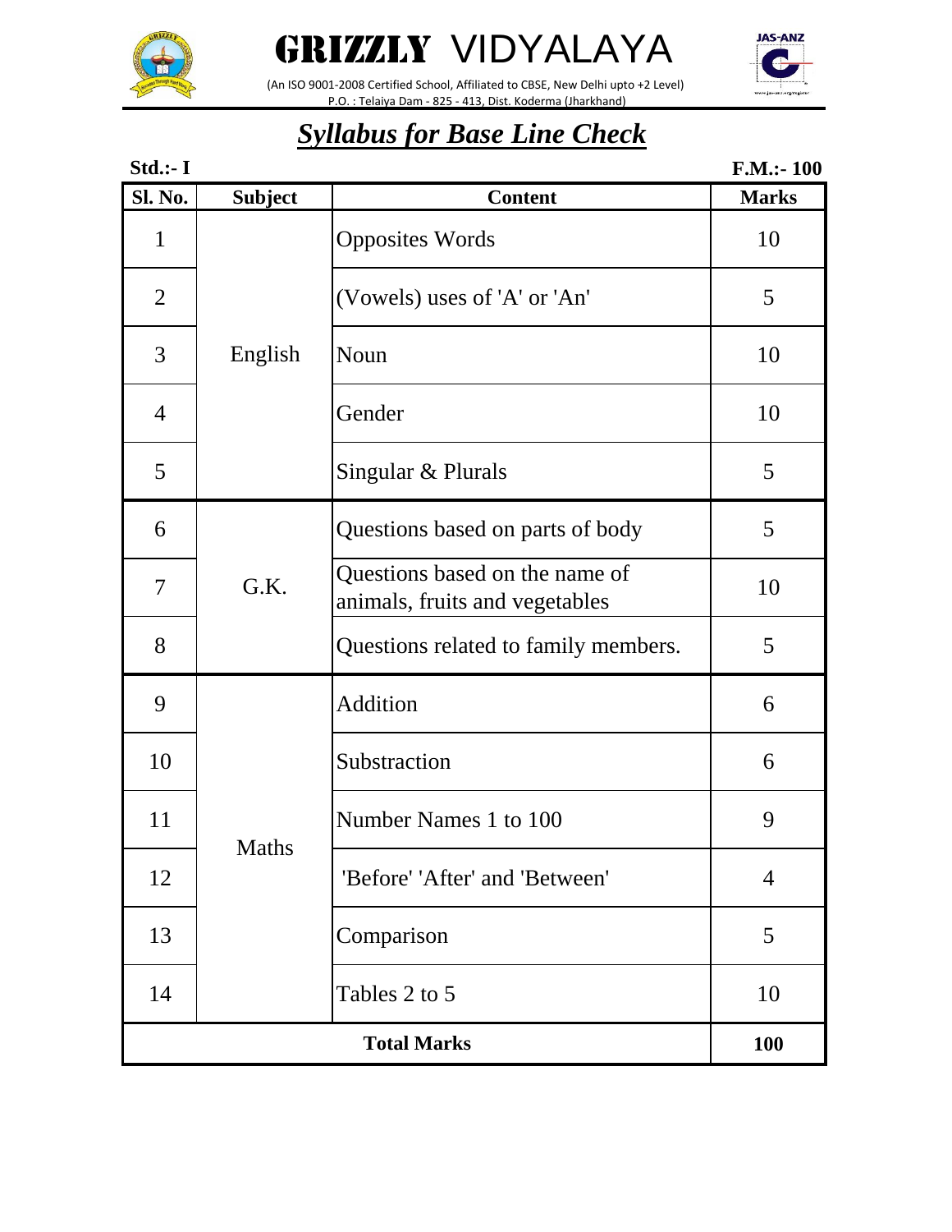# GRIZZLY VIDYALAYA

(An ISO 9001-2008 Certified School, Affiliated to CBSE, New Delhi upto +2 Level)
P.O. : Telaiya Dam - 825 - 413, Dist. Koderma (Jharkhand)

## *Syllabus for Base Line Check*

**Std.:- I** **F.M.:- 100**

| Sl. No. | Subject | Content | Marks |
|---|---|---|---|
| 1 | English | Opposites Words | 10 |
| 2 | | (Vowels) uses of 'A' or 'An' | 5 |
| 3 | | Noun | 10 |
| 4 | | Gender | 10 |
| 5 | | Singular & Plurals | 5 |
| 6 | G.K. | Questions based on parts of body | 5 |
| 7 | | Questions based on the name of animals, fruits and vegetables | 10 |
| 8 | | Questions related to family members. | 5 |
| 9 | Maths | Addition | 6 |
| 10 | | Substraction | 6 |
| 11 | | Number Names 1 to 100 | 9 |
| 12 | | 'Before' 'After' and 'Between' | 4 |
| 13 | | Comparison | 5 |
| 14 | | Tables 2 to 5 | 10 |
| **Total Marks** | | | **100** |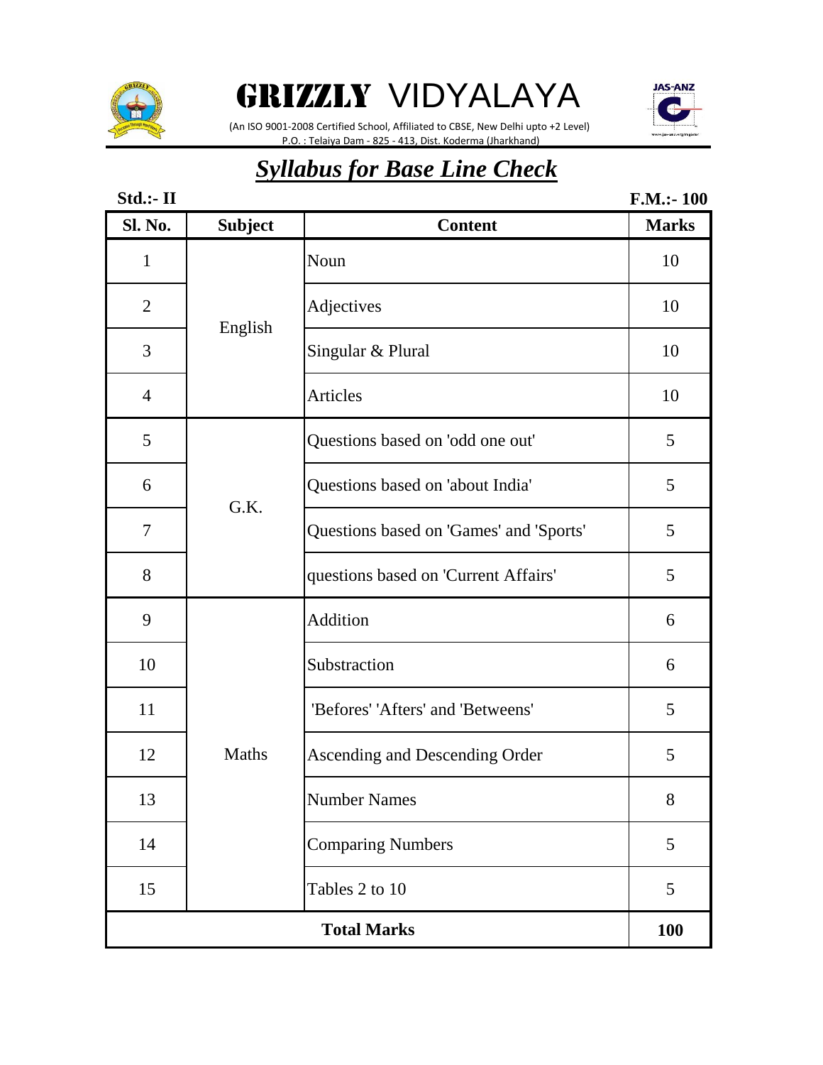# GRIZZLY VIDYALAYA

(An ISO 9001-2008 Certified School, Affiliated to CBSE, New Delhi upto +2 Level)
P.O. : Telaiya Dam - 825 - 413, Dist. Koderma (Jharkhand)

## ***Syllabus for Base Line Check***

**Std.:- II** **F.M.:- 100**

| Sl. No. | Subject | Content | Marks |
|---|---|---|---|
| 1 | English | Noun | 10 |
| 2 | | Adjectives | 10 |
| 3 | | Singular & Plural | 10 |
| 4 | | Articles | 10 |
| 5 | G.K. | Questions based on 'odd one out' | 5 |
| 6 | | Questions based on 'about India' | 5 |
| 7 | | Questions based on 'Games' and 'Sports' | 5 |
| 8 | | questions based on 'Current Affairs' | 5 |
| 9 | Maths | Addition | 6 |
| 10 | | Substraction | 6 |
| 11 | | 'Befores' 'Afters' and 'Betweens' | 5 |
| 12 | | Ascending and Descending Order | 5 |
| 13 | | Number Names | 8 |
| 14 | | Comparing Numbers | 5 |
| 15 | | Tables 2 to 10 | 5 |
| **Total Marks** | | | **100** |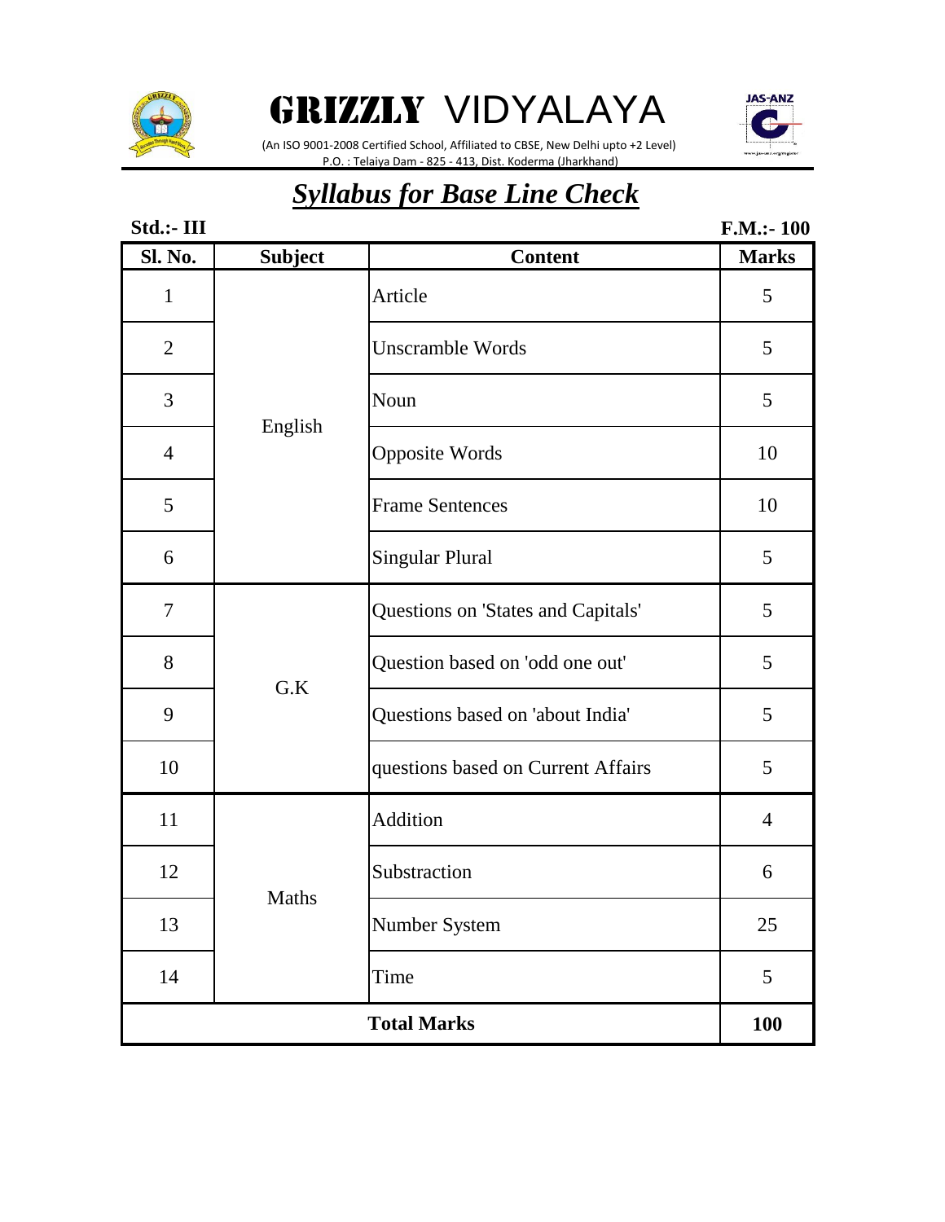# GRIZZLY VIDYALAYA

(An ISO 9001-2008 Certified School, Affiliated to CBSE, New Delhi upto +2 Level)
P.O. : Telaiya Dam - 825 - 413, Dist. Koderma (Jharkhand)

## *Syllabus for Base Line Check*

**Std.:- III** **F.M.:- 100**

| Sl. No. | Subject | Content | Marks |
|---|---|---|---|
| 1 | English | Article | 5 |
| 2 | | Unscramble Words | 5 |
| 3 | | Noun | 5 |
| 4 | | Opposite Words | 10 |
| 5 | | Frame Sentences | 10 |
| 6 | | Singular Plural | 5 |
| 7 | G.K | Questions on 'States and Capitals' | 5 |
| 8 | | Question based on 'odd one out' | 5 |
| 9 | | Questions based on 'about India' | 5 |
| 10 | | questions based on Current Affairs | 5 |
| 11 | Maths | Addition | 4 |
| 12 | | Substraction | 6 |
| 13 | | Number System | 25 |
| 14 | | Time | 5 |
| **Total Marks** | | | **100** |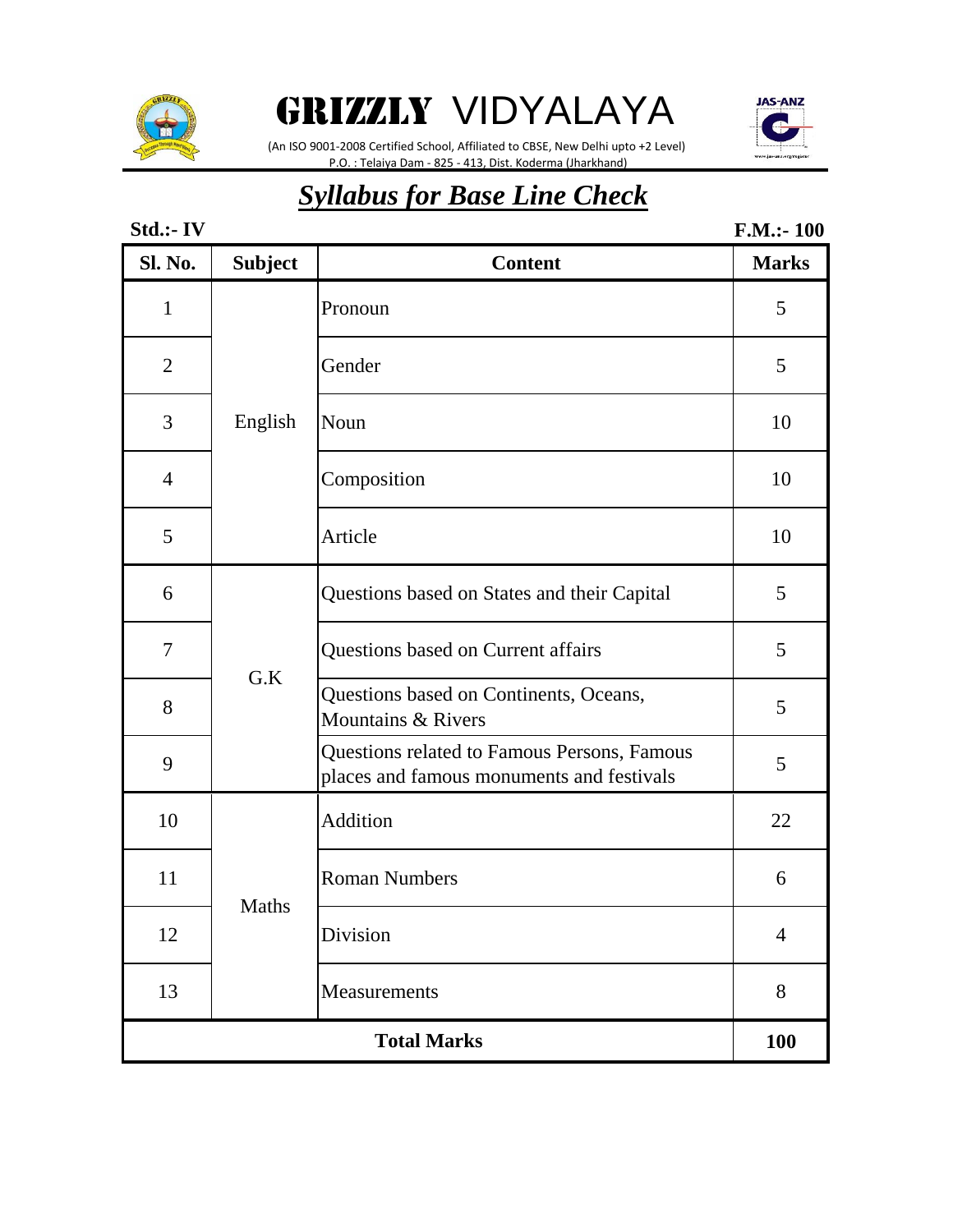# GRIZZLY VIDYALAYA

(An ISO 9001-2008 Certified School, Affiliated to CBSE, New Delhi upto +2 Level)
P.O. : Telaiya Dam - 825 - 413, Dist. Koderma (Jharkhand)

## *Syllabus for Base Line Check*

**Std.:- IV** **F.M.:- 100**

| Sl. No. | Subject | Content | Marks |
|---|---|---|---|
| 1 | English | Pronoun | 5 |
| 2 | | Gender | 5 |
| 3 | | Noun | 10 |
| 4 | | Composition | 10 |
| 5 | | Article | 10 |
| 6 | G.K | Questions based on States and their Capital | 5 |
| 7 | | Questions based on Current affairs | 5 |
| 8 | | Questions based on Continents, Oceans, Mountains & Rivers | 5 |
| 9 | | Questions related to Famous Persons, Famous places and famous monuments and festivals | 5 |
| 10 | Maths | Addition | 22 |
| 11 | | Roman Numbers | 6 |
| 12 | | Division | 4 |
| 13 | | Measurements | 8 |
| **Total Marks** | | | **100** |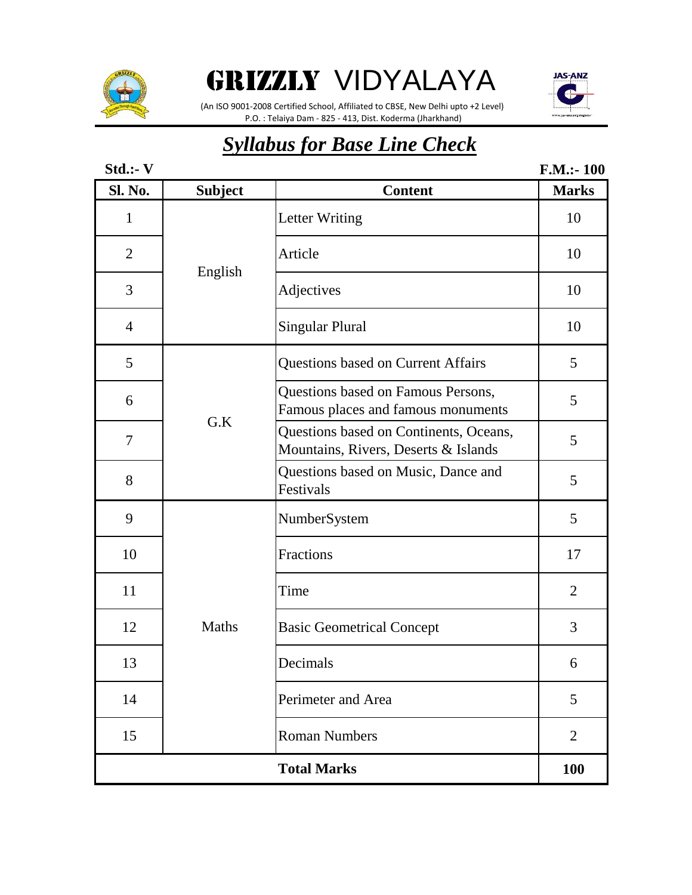# GRIZZLY VIDYALAYA

(An ISO 9001-2008 Certified School, Affiliated to CBSE, New Delhi upto +2 Level)
P.O. : Telaiya Dam - 825 - 413, Dist. Koderma (Jharkhand)

## *Syllabus for Base Line Check*

**Std.:- V** **F.M.:- 100**

| Sl. No. | Subject | Content | Marks |
|---|---|---|---|
| 1 | English | Letter Writing | 10 |
| 2 | | Article | 10 |
| 3 | | Adjectives | 10 |
| 4 | | Singular Plural | 10 |
| 5 | G.K | Questions based on Current Affairs | 5 |
| 6 | | Questions based on Famous Persons, Famous places and famous monuments | 5 |
| 7 | | Questions based on Continents, Oceans, Mountains, Rivers, Deserts & Islands | 5 |
| 8 | | Questions based on Music, Dance and Festivals | 5 |
| 9 | Maths | NumberSystem | 5 |
| 10 | | Fractions | 17 |
| 11 | | Time | 2 |
| 12 | | Basic Geometrical Concept | 3 |
| 13 | | Decimals | 6 |
| 14 | | Perimeter and Area | 5 |
| 15 | | Roman Numbers | 2 |
| **Total Marks** | | | **100** |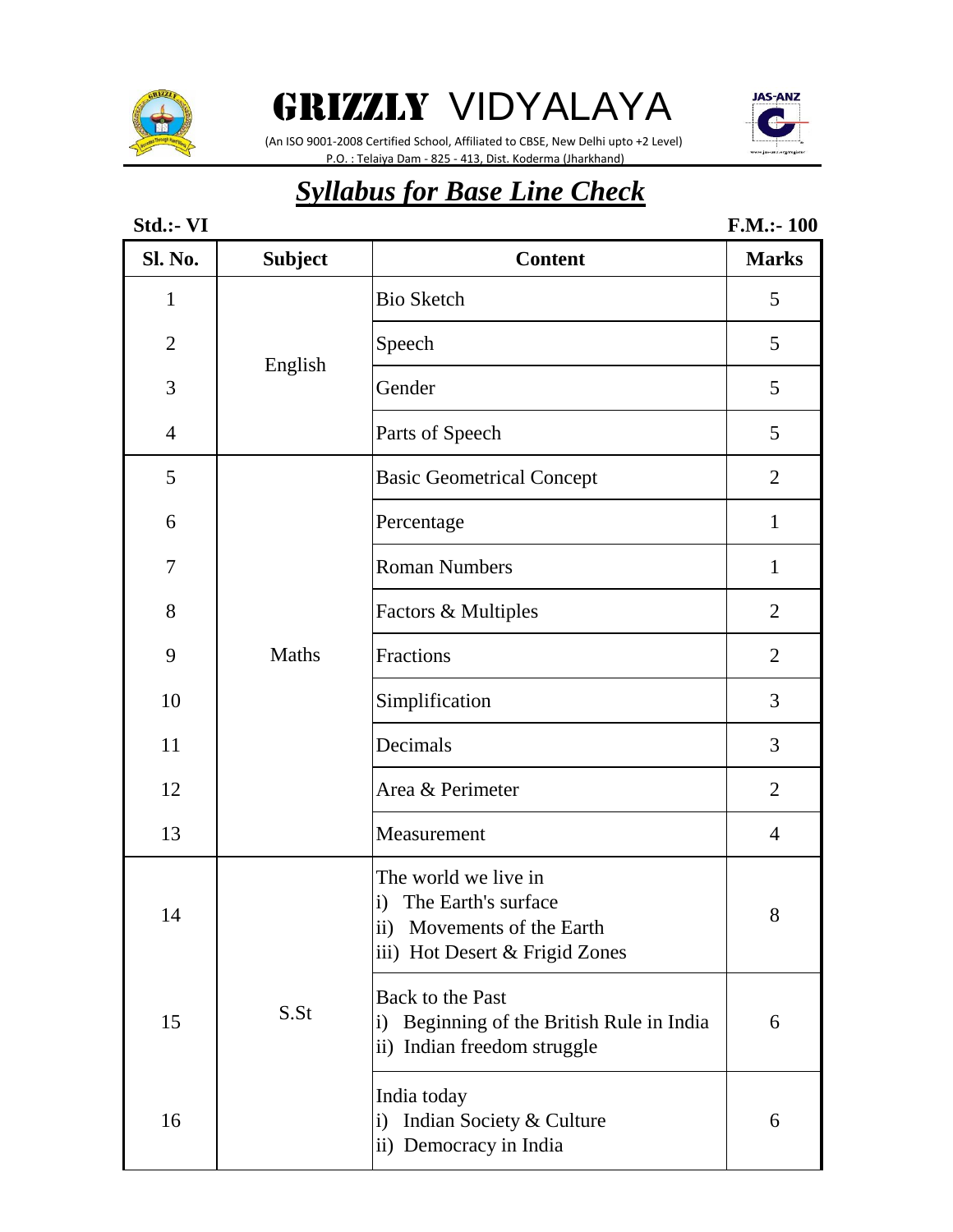# GRIZZLY VIDYALAYA

(An ISO 9001-2008 Certified School, Affiliated to CBSE, New Delhi upto +2 Level)
P.O. : Telaiya Dam - 825 - 413, Dist. Koderma (Jharkhand)

## ***Syllabus for Base Line Check***

**Std.:- VI** **F.M.:- 100**

| Sl. No. | Subject | Content | Marks |
|---|---|---|---|
| 1 | English | Bio Sketch | 5 |
| 2 | | Speech | 5 |
| 3 | | Gender | 5 |
| 4 | | Parts of Speech | 5 |
| 5 | Maths | Basic Geometrical Concept | 2 |
| 6 | | Percentage | 1 |
| 7 | | Roman Numbers | 1 |
| 8 | | Factors & Multiples | 2 |
| 9 | | Fractions | 2 |
| 10 | | Simplification | 3 |
| 11 | | Decimals | 3 |
| 12 | | Area & Perimeter | 2 |
| 13 | | Measurement | 4 |
| 14 | S.St | The world we live in<br>i) The Earth's surface<br>ii) Movements of the Earth<br>iii) Hot Desert & Frigid Zones | 8 |
| 15 | | Back to the Past<br>i) Beginning of the British Rule in India<br>ii) Indian freedom struggle | 6 |
| 16 | | India today<br>i) Indian Society & Culture<br>ii) Democracy in India | 6 |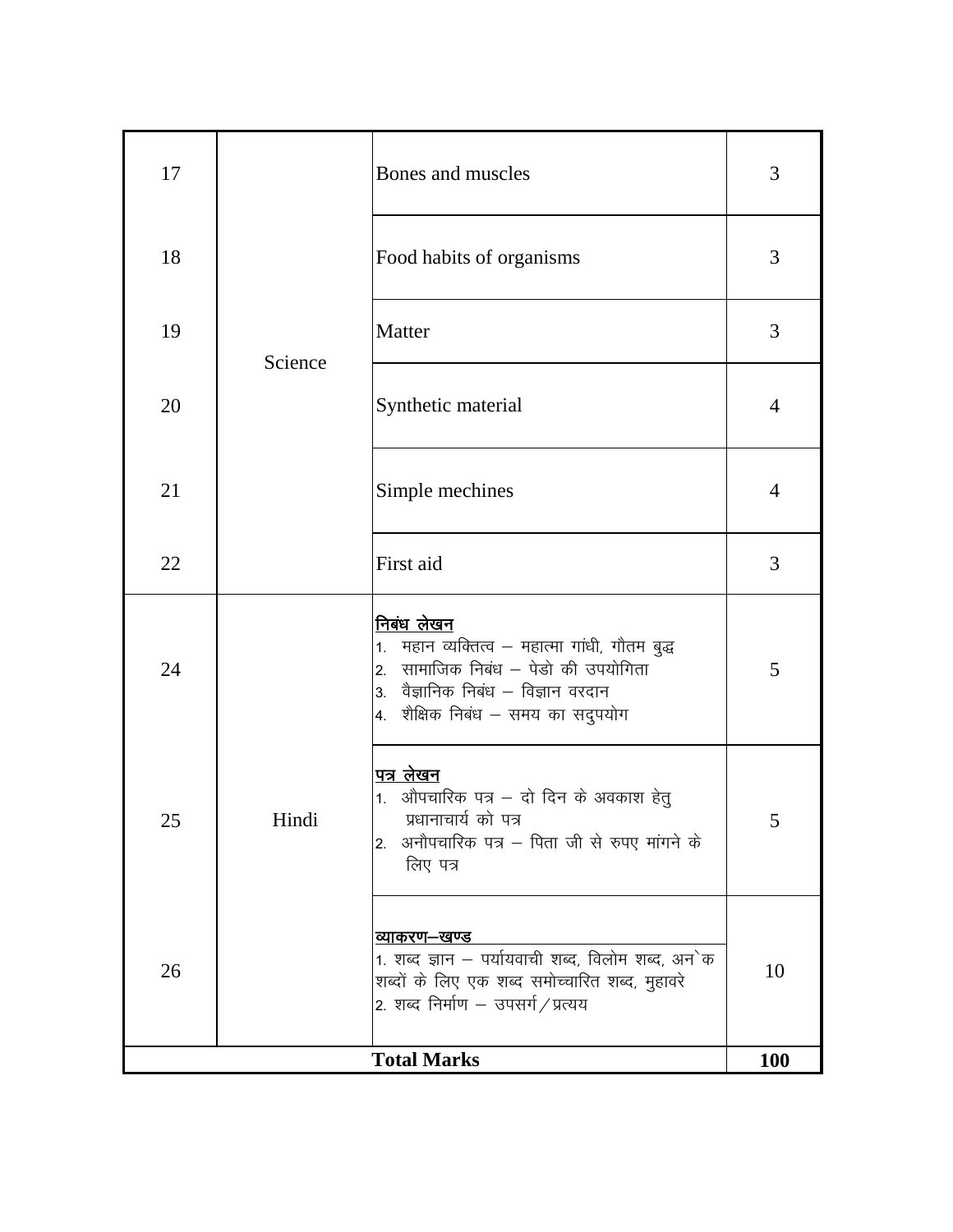| 17 | Science | Bones and muscles | 3 |
|---|---|---|---|
| 18 | | Food habits of organisms | 3 |
| 19 | | Matter | 3 |
| 20 | | Synthetic material | 4 |
| 21 | | Simple mechines | 4 |
| 22 | | First aid | 3 |
| 24 | Hindi | <u>निबंध लेखन</u><br>1. महान व्यक्तित्व – महात्मा गांधी, गौतम बुद्ध<br>2. सामाजिक निबंध – पेडो की उपयोगिता<br>3. वैज्ञानिक निबंध – विज्ञान वरदान<br>4. शैक्षिक निबंध – समय का सदुपयोग | 5 |
| 25 | | <u>पत्र लेखन</u><br>1. औपचारिक पत्र – दो दिन के अवकाश हेतु प्रधानाचार्य को पत्र<br>2. अनौपचारिक पत्र – पिता जी से रुपए मांगने के लिए पत्र | 5 |
| 26 | | <u>व्याकरण–खण्ड</u><br>1. शब्द ज्ञान – पर्यायवाची शब्द, विलोम शब्द, अनेक शब्दों के लिए एक शब्द समोच्चारित शब्द, मुहावरे<br>2. शब्द निर्माण – उपसर्ग / प्रत्यय | 10 |
| **Total Marks** | | | **100** |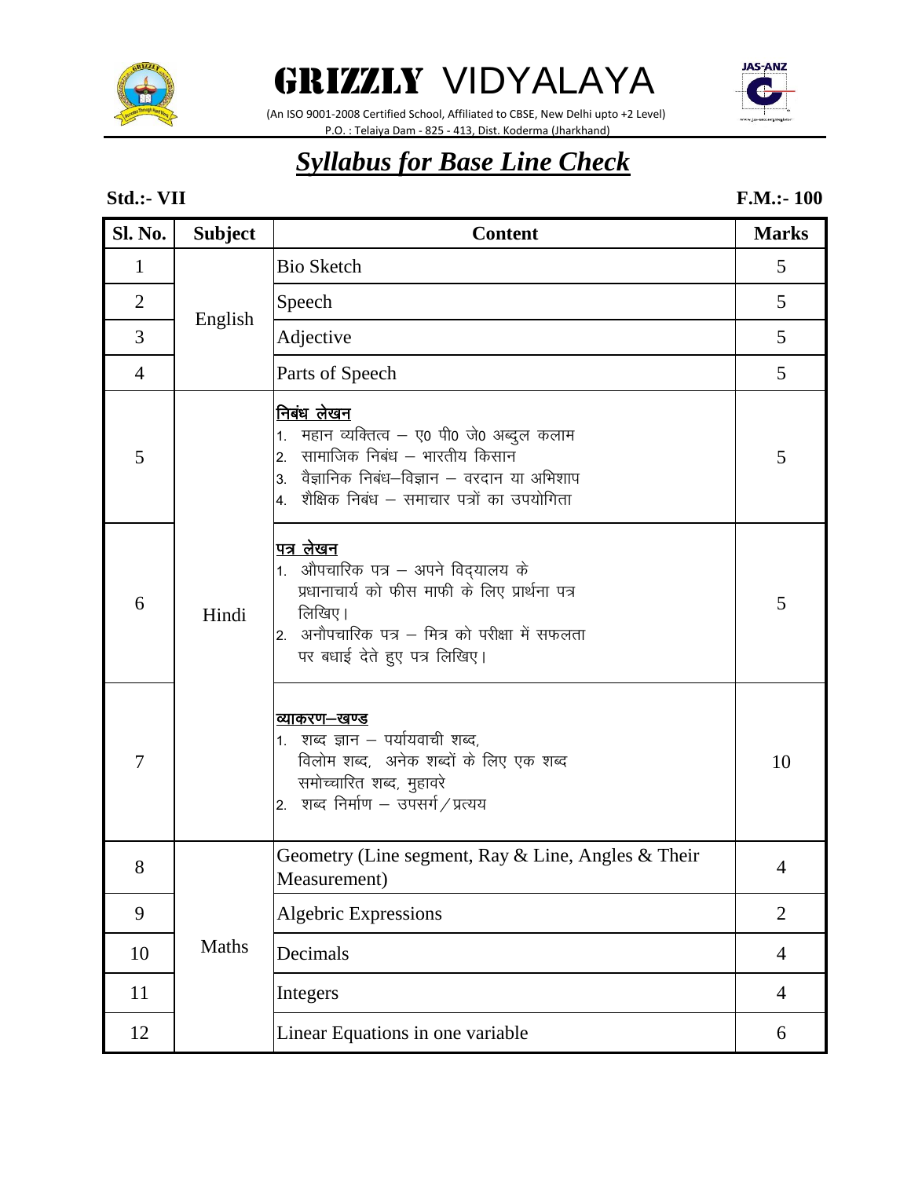# GRIZZLY VIDYALAYA

(An ISO 9001-2008 Certified School, Affiliated to CBSE, New Delhi upto +2 Level)
P.O. : Telaiya Dam - 825 - 413, Dist. Koderma (Jharkhand)

## *Syllabus for Base Line Check*

**Std.:- VII** **F.M.:- 100**

| Sl. No. | Subject | Content | Marks |
|---|---|---|---|
| 1 | English | Bio Sketch | 5 |
| 2 | | Speech | 5 |
| 3 | | Adjective | 5 |
| 4 | | Parts of Speech | 5 |
| 5 | Hindi | **निबंध लेखन**<br>1. महान व्यक्तित्व – ए0 पी0 जे0 अब्दुल कलाम<br>2. सामाजिक निबंध – भारतीय किसान<br>3. वैज्ञानिक निबंध–विज्ञान – वरदान या अभिशाप<br>4. शैक्षिक निबंध – समाचार पत्रों का उपयोगिता | 5 |
| 6 | | **पत्र लेखन**<br>1. औपचारिक पत्र – अपने विद्यालय के प्रधानाचार्य को फीस माफी के लिए प्रार्थना पत्र लिखिए।<br>2. अनौपचारिक पत्र – मित्र को परीक्षा में सफलता पर बधाई देते हुए पत्र लिखिए। | 5 |
| 7 | | **व्याकरण–खण्ड**<br>1. शब्द ज्ञान – पर्यायवाची शब्द, विलोम शब्द, अनेक शब्दों के लिए एक शब्द समोच्चारित शब्द, मुहावरे<br>2. शब्द निर्माण – उपसर्ग/प्रत्यय | 10 |
| 8 | Maths | Geometry (Line segment, Ray & Line, Angles & Their Measurement) | 4 |
| 9 | | Algebric Expressions | 2 |
| 10 | | Decimals | 4 |
| 11 | | Integers | 4 |
| 12 | | Linear Equations in one variable | 6 |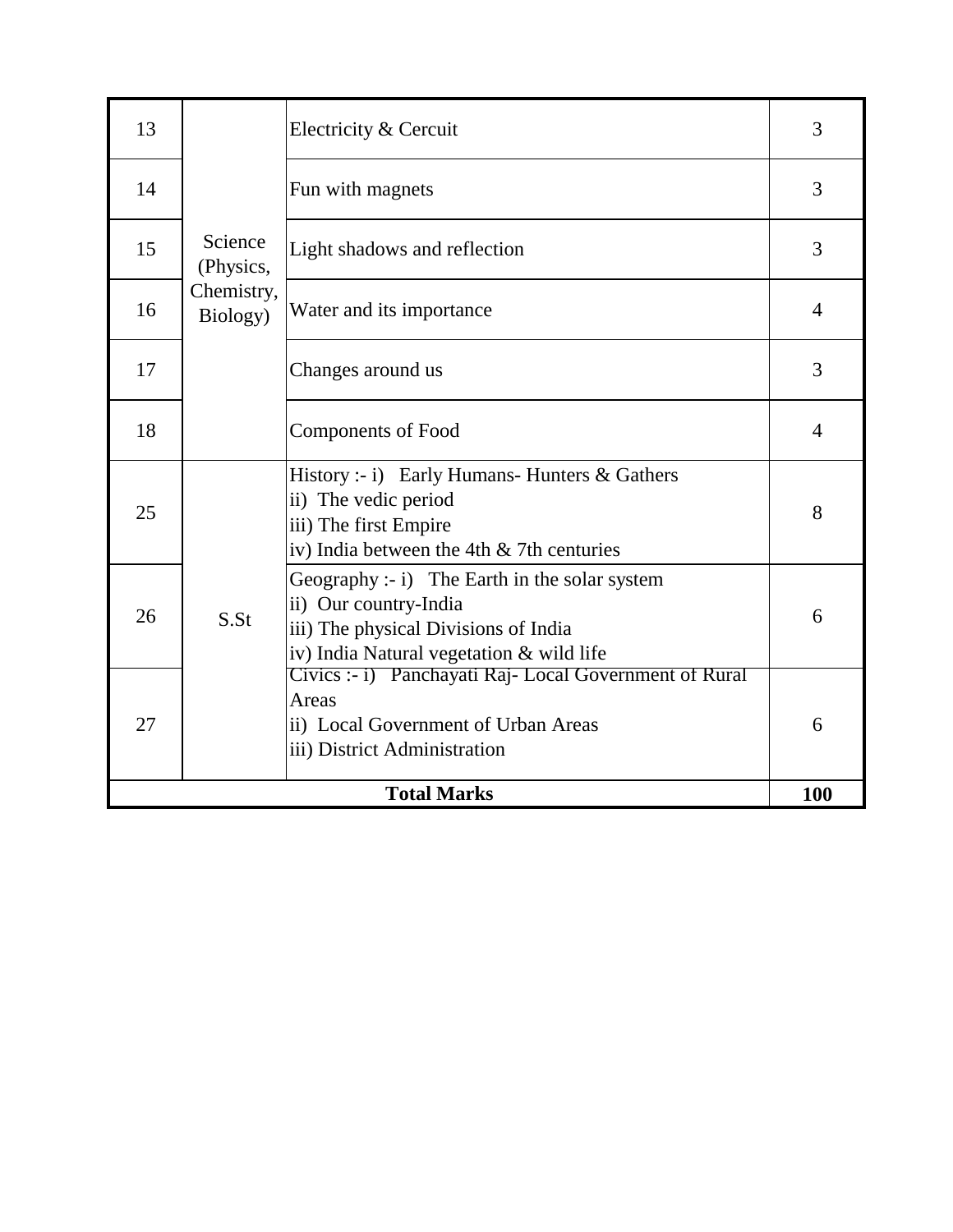| 13 | Science (Physics, Chemistry, Biology) | Electricity & Cercuit | 3 |
|---|---|---|---|
| 14 | | Fun with magnets | 3 |
| 15 | | Light shadows and reflection | 3 |
| 16 | | Water and its importance | 4 |
| 17 | | Changes around us | 3 |
| 18 | | Components of Food | 4 |
| 25 | S.St | History :- i) Early Humans- Hunters & Gathers<br>ii) The vedic period<br>iii) The first Empire<br>iv) India between the 4th & 7th centuries | 8 |
| 26 | | Geography :- i) The Earth in the solar system<br>ii) Our country-India<br>iii) The physical Divisions of India<br>iv) India Natural vegetation & wild life | 6 |
| 27 | | Civics :- i) Panchayati Raj- Local Government of Rural Areas<br>ii) Local Government of Urban Areas<br>iii) District Administration | 6 |
| **Total Marks** | | | **100** |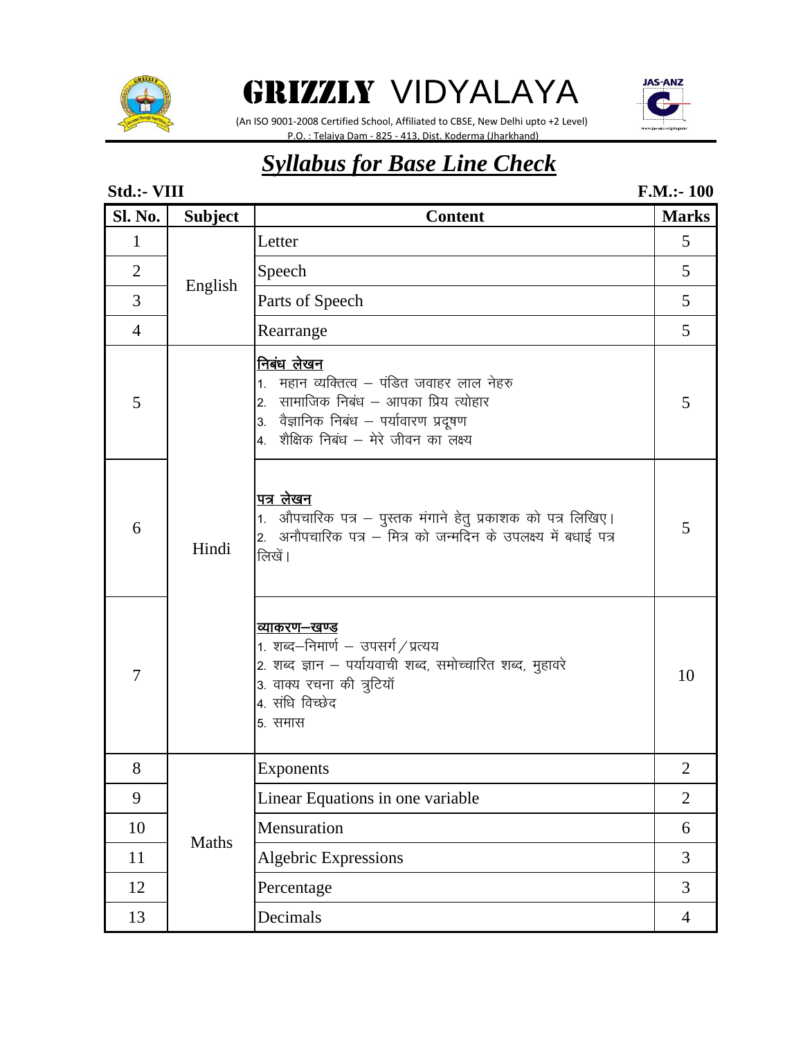# GRIZZLY VIDYALAYA

(An ISO 9001-2008 Certified School, Affiliated to CBSE, New Delhi upto +2 Level)
P.O. : Telaiya Dam - 825 - 413, Dist. Koderma (Jharkhand)

## *Syllabus for Base Line Check*

**Std.:- VIII** **F.M.:- 100**

| Sl. No. | Subject | Content | Marks |
|---|---|---|---|
| 1 | English | Letter | 5 |
| 2 | | Speech | 5 |
| 3 | | Parts of Speech | 5 |
| 4 | | Rearrange | 5 |
| 5 | Hindi | **निबंध लेखन**<br>1. महान व्यक्तित्व – पंडित जवाहर लाल नेहरु<br>2. सामाजिक निबंध – आपका प्रिय त्योहार<br>3. वैज्ञानिक निबंध – पर्यावारण प्रदूषण<br>4. शैक्षिक निबंध – मेरे जीवन का लक्ष्य | 5 |
| 6 | | **पत्र लेखन**<br>1. औपचारिक पत्र – पुस्तक मंगाने हेतु प्रकाशक को पत्र लिखिए।<br>2. अनौपचारिक पत्र – मित्र को जन्मदिन के उपलक्ष्य में बधाई पत्र लिखें। | 5 |
| 7 | | **व्याकरण–खण्ड**<br>1. शब्द–निमार्ण – उपसर्ग/प्रत्यय<br>2. शब्द ज्ञान – पर्यायवाची शब्द, समोच्चारित शब्द, मुहावरे<br>3. वाक्य रचना की त्रुटियॉ<br>4. संधि विच्छेद<br>5. समास | 10 |
| 8 | Maths | Exponents | 2 |
| 9 | | Linear Equations in one variable | 2 |
| 10 | | Mensuration | 6 |
| 11 | | Algebric Expressions | 3 |
| 12 | | Percentage | 3 |
| 13 | | Decimals | 4 |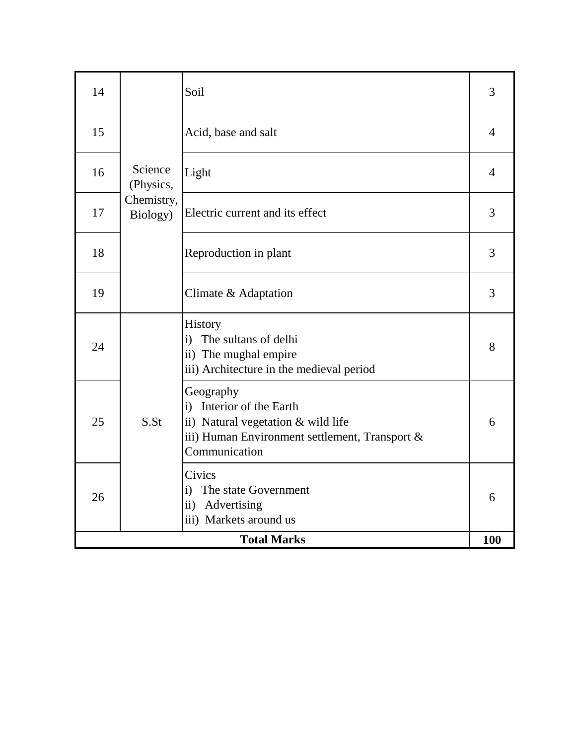| 14 | Science (Physics, Chemistry, Biology) | Soil | 3 |
|---|---|---|---|
| 15 | | Acid, base and salt | 4 |
| 16 | | Light | 4 |
| 17 | | Electric current and its effect | 3 |
| 18 | | Reproduction in plant | 3 |
| 19 | | Climate & Adaptation | 3 |
| 24 | S.St | History<br>i) The sultans of delhi<br>ii) The mughal empire<br>iii) Architecture in the medieval period | 8 |
| 25 | | Geography<br>i) Interior of the Earth<br>ii) Natural vegetation & wild life<br>iii) Human Environment settlement, Transport & Communication | 6 |
| 26 | | Civics<br>i) The state Government<br>ii) Advertising<br>iii) Markets around us | 6 |
| **Total Marks** | | | **100** |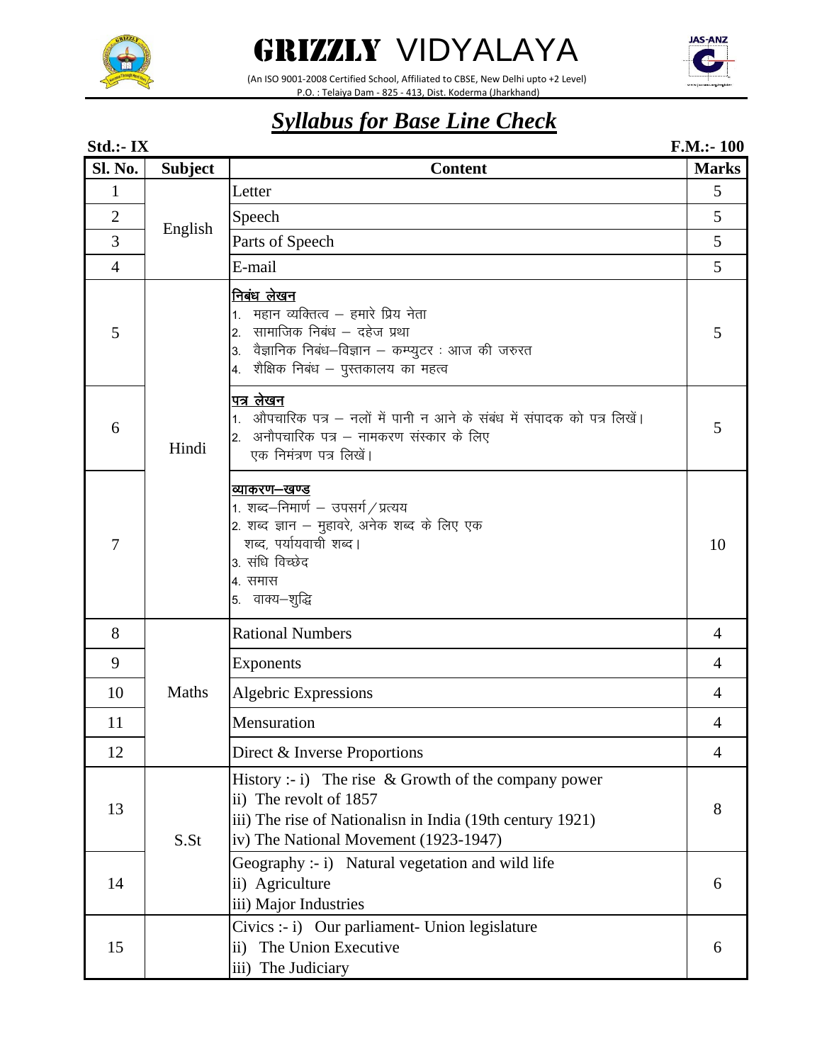# GRIZZLY VIDYALAYA

(An ISO 9001-2008 Certified School, Affiliated to CBSE, New Delhi upto +2 Level)
P.O. : Telaiya Dam - 825 - 413, Dist. Koderma (Jharkhand)

## *Syllabus for Base Line Check*

**Std.:- IX** **F.M.:- 100**

| Sl. No. | Subject | Content | Marks |
|---|---|---|---|
| 1 | English | Letter | 5 |
| 2 | | Speech | 5 |
| 3 | | Parts of Speech | 5 |
| 4 | | E-mail | 5 |
| 5 | Hindi | **निबंध लेखन**<br>1. महान व्यक्तित्व – हमारे प्रिय नेता<br>2. सामाजिक निबंध – दहेज प्रथा<br>3. वैज्ञानिक निबंध–विज्ञान – कम्प्युटर : आज की जरुरत<br>4. शैक्षिक निबंध – पुस्तकालय का महत्व | 5 |
| 6 | | **पत्र लेखन**<br>1. औपचारिक पत्र – नलों में पानी न आने के संबंध में संपादक को पत्र लिखें।<br>2. अनौपचारिक पत्र – नामकरण संस्कार के लिए एक निमंत्रण पत्र लिखें। | 5 |
| 7 | | **व्याकरण–खण्ड**<br>1. शब्द–निमार्ण – उपसर्ग/प्रत्यय<br>2. शब्द ज्ञान – मुहावरे, अनेक शब्द के लिए एक शब्द, पर्यायवाची शब्द।<br>3. संधि विच्छेद<br>4. समास<br>5. वाक्य–शुद्धि | 10 |
| 8 | Maths | Rational Numbers | 4 |
| 9 | | Exponents | 4 |
| 10 | | Algebric Expressions | 4 |
| 11 | | Mensuration | 4 |
| 12 | | Direct & Inverse Proportions | 4 |
| 13 | S.St | History :- i) The rise & Growth of the company power<br>ii) The revolt of 1857<br>iii) The rise of Nationalism in India (19th century 1921)<br>iv) The National Movement (1923-1947) | 8 |
| 14 | | Geography :- i) Natural vegetation and wild life<br>ii) Agriculture<br>iii) Major Industries | 6 |
| 15 | | Civics :- i) Our parliament- Union legislature<br>ii) The Union Executive<br>iii) The Judiciary | 6 |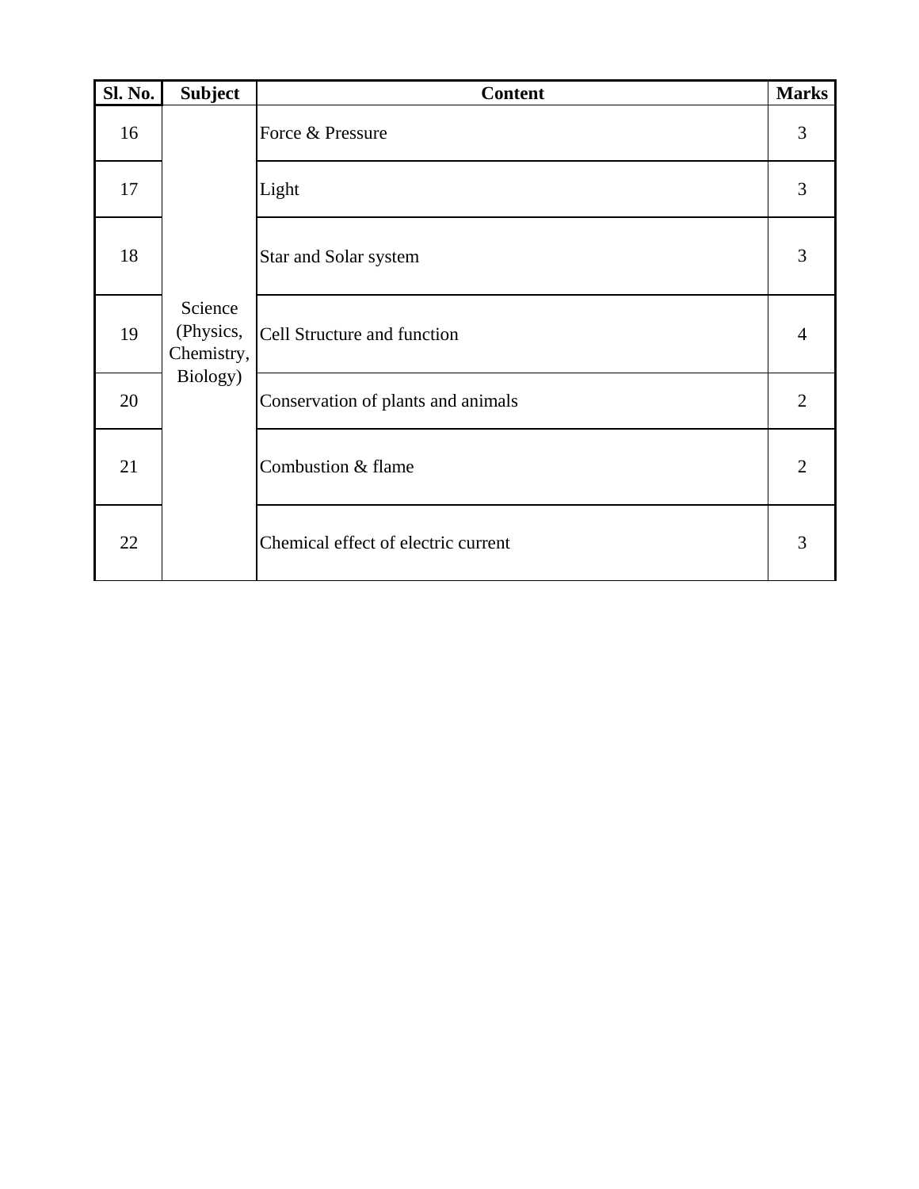| Sl. No. | Subject | Content | Marks |
| --- | --- | --- | --- |
| 16 | Science (Physics, Chemistry, Biology) | Force & Pressure | 3 |
| 17 | | Light | 3 |
| 18 | | Star and Solar system | 3 |
| 19 | | Cell Structure and function | 4 |
| 20 | | Conservation of plants and animals | 2 |
| 21 | | Combustion & flame | 2 |
| 22 | | Chemical effect of electric current | 3 |